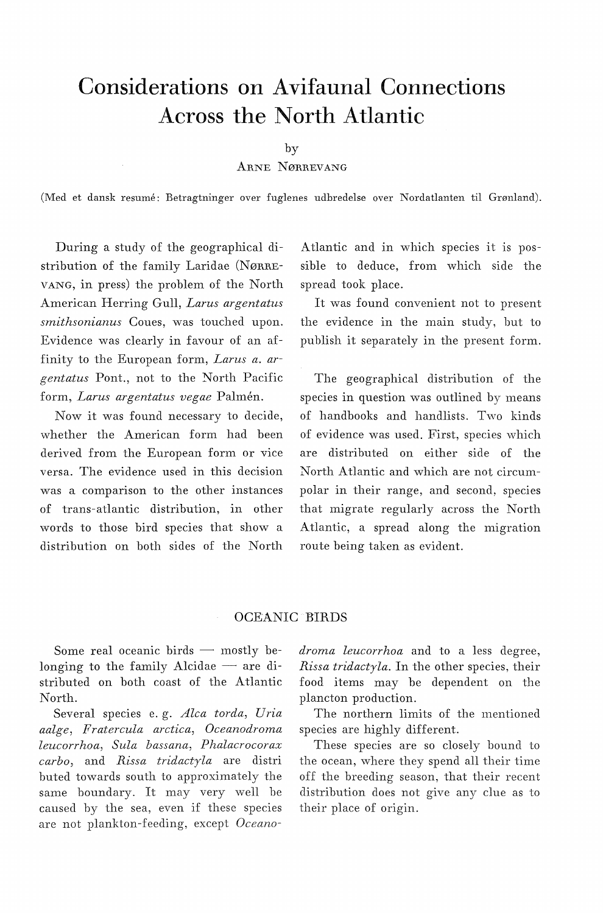# Considerations on Avifaunal Connections Across the North Atlantic

by

ARNE NØRREVANG

(Med et dansk resumé: Betragtninger over fuglenes udbredelse over Nordatlanten til Grønland).

During a study of the geographical distribution of the family Laridae (NØRREVANG, in press) the problem of the North American Herring Gull, *Larus argentatus smithsonianus* Coues, was touched upon. Evidence was clearly in favour of an affinity to the European form, *Larus a. argentatus* Pont., not to the North Pacific form, *Larus argentatus vegae* Palmén.

Now it was found necessary to decide, whether the American form had been derived from the European form or vice versa. The evidence used in this decision was a comparison to the other instances of trans-atlantic distribution, in other words to those bird species that show a distribution on both sides of the North Atlantic and in which species it is possible to deduce, from which side the spread took place.

It was found convenient not to present the evidence in the main study, but to publish it separately in the present form.

The geographical distribution of the species in question was outlined by means of handbooks and handlists. Two kinds of evidence was used. First, species which are distributed on either side of the North Atlantic and which are not circumpolar in their range, and second, species that migrate regularly across the North Atlantic, a spread along the migration route being taken as evident.

## OCEANIC BIRDS

Some real oceanic birds — mostly belonging to the family Alcidae — are distributed on both coast of the Atlantic North.

Several species e. g. *Alca torda*, *Uria aalge*, *Fratercula arctica*, *Oceanodroma leucorrhoa*, *Sula bassana*, *Phalacrocorax carbo*, and *Rissa tridactyla* are distributed towards south to approximately the same boundary. It may very well be caused by the sea, even if these species are not plankton-feeding, except *Oceanodroma leucorrhoa* and to a less degree, *Rissa tridactyla*. In the other species, their food items may be dependent on the plancton production.

The northern limits of the mentioned species are highly different.

These species are so closely bound to the ocean, where they spend all their time off the breeding season, that their recent distribution does not give any clue as to their place of origin.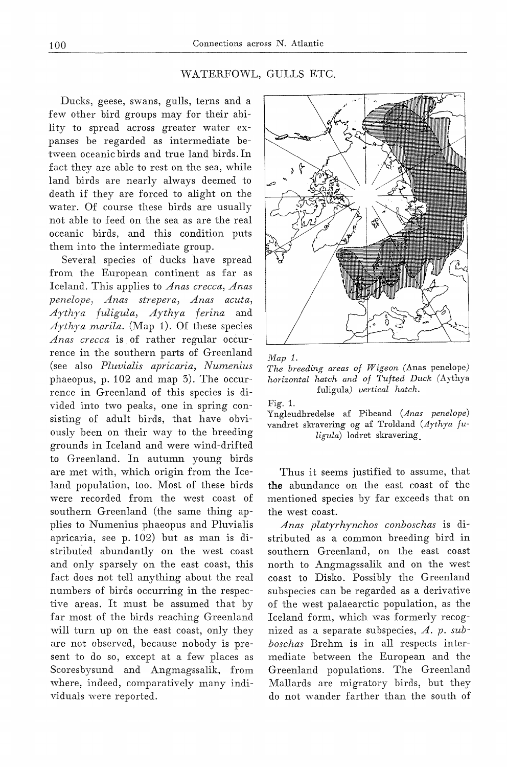## WATERFOWL, GULLS ETC.

Ducks, geese, swans, gulls, terns and a few other bird groups may for their ability to spread across greater water expanses be regarded as intermediate between oceanic birds and true land birds. In fact they are able to rest on the sea, while land birds are nearly always deemed to death if they are forced to alight on the water. Of course these birds are usually not able to feed on the sea as are the real oceanic birds, and this condition puts them into the intermediate group.

Several species of ducks have spread from the European continent as far as Iceland. This applies to *Anas crecca*, *Anas penelope*, *Anas strepera*, *Anas acuta*, *Aythya fuligula*, *Aythya ferina* and *Aythya marila*. (Map 1). Of these species *Anas crecca* is of rather regular occurrence in the southern parts of Greenland (see also *Pluvialis apricaria*, *Numenius* phaeopus, p. 102 and map 3). The occurrence in Greenland of this species is divided into two peaks, one in spring consisting of adult birds, that have obviously been on their way to the breeding grounds in Iceland and were wind-drifted to Greenland. In autumn young birds are met with, which origin from the Iceland population, too. Most of these birds were recorded from the west coast of southern Greenland (the same thing applies to Numenius phaeopus and Pluvialis apricaria, see p. 102) but as man is distributed abundantly on the west coast and only sparsely on the east coast, this fact does not tell anything about the real numbers of birds occurring in the respective areas. It must be assumed that by far most of the birds reaching Greenland will turn up on the east coast, only they are not observed, because nobody is present to do so, except at a few places as Scoresbysund and Angmagssalik, from where, indeed, comparatively many individuals were reported.

*Map 1.*
*The breeding areas of Wigeon* (Anas penelope) *horizontal hatch and of Tufted Duck* (Aythya fuligula) *vertical hatch.*

Fig. 1.
Yngleudbredelse af Pibeand (*Anas penelope*) vandret skravering og af Troldand (*Aythya fuligula*) lodret skravering.

Thus it seems justified to assume, that the abundance on the east coast of the mentioned species by far exceeds that on the west coast.

*Anas platyrhynchos conboschas* is distributed as a common breeding bird in southern Greenland, on the east coast north to Angmagssalik and on the west coast to Disko. Possibly the Greenland subspecies can be regarded as a derivative of the west palaearctic population, as the Iceland form, which was formerly recognized as a separate subspecies, *A. p. subboschas* Brehm is in all respects intermediate between the European and the Greenland populations. The Greenland Mallards are migratory birds, but they do not wander farther than the south of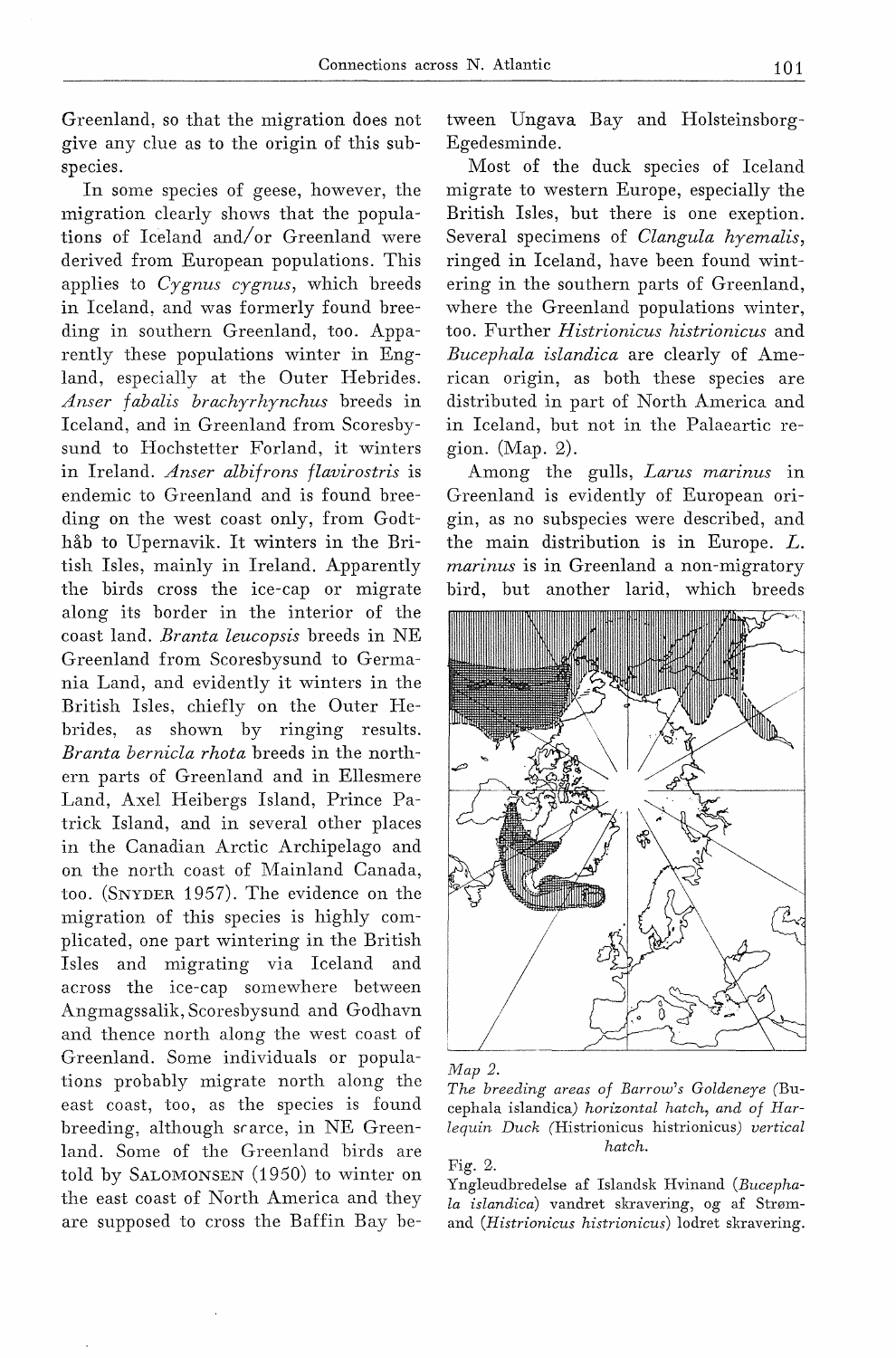Greenland, so that the migration does not give any clue as to the origin of this subspecies.

In some species of geese, however, the migration clearly shows that the populations of Iceland and/or Greenland were derived from European populations. This applies to *Cygnus cygnus*, which breeds in Iceland, and was formerly found breeding in southern Greenland, too. Apparently these populations winter in England, especially at the Outer Hebrides. *Anser fabalis brachyrhynchus* breeds in Iceland, and in Greenland from Scoresbysund to Hochstetter Forland, it winters in Ireland. *Anser albifrons flavirostris* is endemic to Greenland and is found breeding on the west coast only, from Godthåb to Upernavik. It winters in the British Isles, mainly in Ireland. Apparently the birds cross the ice-cap or migrate along its border in the interior of the coast land. *Branta leucopsis* breeds in NE Greenland from Scoresbysund to Germania Land, and evidently it winters in the British Isles, chiefly on the Outer Hebrides, as shown by ringing results. *Branta bernicla rhota* breeds in the northern parts of Greenland and in Ellesmere Land, Axel Heibergs Island, Prince Patrick Island, and in several other places in the Canadian Arctic Archipelago and on the north coast of Mainland Canada, too. (SNYDER 1957). The evidence on the migration of this species is highly complicated, one part wintering in the British Isles and migrating via Iceland and across the ice-cap somewhere between Angmagssalik, Scoresbysund and Godhavn and thence north along the west coast of Greenland. Some individuals or populations probably migrate north along the east coast, too, as the species is found breeding, although srarce, in NE Greenland. Some of the Greenland birds are told by SALOMONSEN (1950) to winter on the east coast of North America and they are supposed to cross the Baffin Bay between Ungava Bay and Holsteinsborg-Egedesminde.

Most of the duck species of Iceland migrate to western Europe, especially the British Isles, but there is one exeption. Several specimens of *Clangula hyemalis*, ringed in Iceland, have been found wintering in the southern parts of Greenland, where the Greenland populations winter, too. Further *Histrionicus histrionicus* and *Bucephala islandica* are clearly of American origin, as both these species are distributed in part of North America and in Iceland, but not in the Palaeartic region. (Map. 2).

Among the gulls, *Larus marinus* in Greenland is evidently of European origin, as no subspecies were described, and the main distribution is in Europe. *L. marinus* is in Greenland a non-migratory bird, but another larid, which breeds

*Map 2.*
*The breeding areas of Barrow's Goldeneye (*Bucephala islandica*) horizontal hatch, and of Harlequin Duck (*Histrionicus histrionicus*) vertical hatch.*

Fig. 2.
Yngleudbredelse af Islandsk Hvinand (*Bucephala islandica*) vandret skravering, og af Strømand (*Histrionicus histrionicus*) lodret skravering.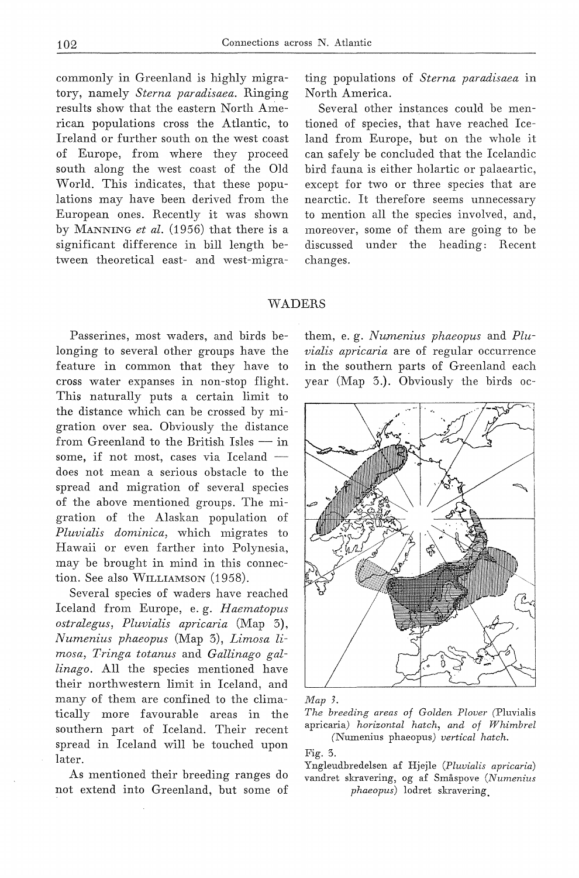commonly in Greenland is highly migratory, namely *Sterna paradisaea*. Ringing results show that the eastern North American populations cross the Atlantic, to Ireland or further south on the west coast of Europe, from where they proceed south along the west coast of the Old World. This indicates, that these populations may have been derived from the European ones. Recently it was shown by MANNING *et al.* (1956) that there is a significant difference in bill length between theoretical east- and west-migrating populations of *Sterna paradisaea* in North America.

Several other instances could be mentioned of species, that have reached Iceland from Europe, but on the whole it can safely be concluded that the Icelandic bird fauna is either holartic or palaeartic, except for two or three species that are nearctic. It therefore seems unnecessary to mention all the species involved, and, moreover, some of them are going to be discussed under the heading: Recent changes.

## WADERS

Passerines, most waders, and birds belonging to several other groups have the feature in common that they have to cross water expanses in non-stop flight. This naturally puts a certain limit to the distance which can be crossed by migration over sea. Obviously the distance from Greenland to the British Isles — in some, if not most, cases via Iceland — does not mean a serious obstacle to the spread and migration of several species of the above mentioned groups. The migration of the Alaskan population of *Pluvialis dominica*, which migrates to Hawaii or even farther into Polynesia, may be brought in mind in this connection. See also WILLIAMSON (1958).

Several species of waders have reached Iceland from Europe, e. g. *Haematopus ostralegus*, *Pluvialis apricaria* (Map 3), *Numenius phaeopus* (Map 3), *Limosa limosa*, *Tringa totanus* and *Gallinago gallinago*. All the species mentioned have their northwestern limit in Iceland, and many of them are confined to the climatically more favourable areas in the southern part of Iceland. Their recent spread in Iceland will be touched upon later.

As mentioned their breeding ranges do not extend into Greenland, but some of them, e. g. *Numenius phaeopus* and *Pluvialis apricaria* are of regular occurrence in the southern parts of Greenland each year (Map 3.). Obviously the birds oc-

*Map 3.*
*The breeding areas of Golden Plover* (Pluvialis apricaria) *horizontal hatch, and of Whimbrel* (Numenius phaeopus) *vertical hatch.*

Fig. 3.
Yngleudbredelsen af Hjejle (*Pluvialis apricaria*) vandret skravering, og af Småspove (*Numenius phaeopus*) lodret skravering.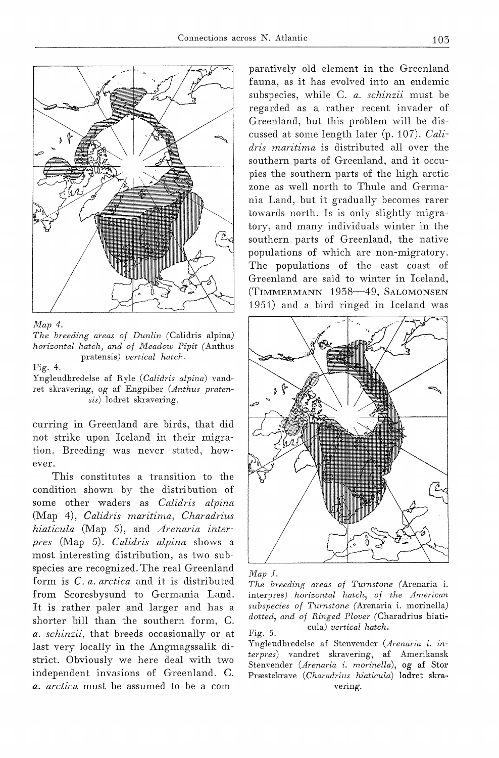*Map 4.*
*The breeding areas of Dunlin (*Calidris alpina*) horizontal hatch, and of Meadow Pipit (*Anthus pratensis*) vertical hatch.*

Fig. 4.
Yngleudbredelse af Ryle (*Calidris alpina*) vandret skravering, og af Engpiber (*Anthus pratensis*) lodret skravering.

curring in Greenland are birds, that did not strike upon Iceland in their migration. Breeding was never stated, however.

This constitutes a transition to the condition shown by the distribution of some other waders as *Calidris alpina* (Map 4), *Calidris maritima*, *Charadrius hiaticula* (Map 5), and *Arenaria interpres* (Map 5). *Calidris alpina* shows a most interesting distribution, as two subspecies are recognized. The real Greenland form is *C. a. arctica* and it is distributed from Scoresbysund to Germania Land. It is rather paler and larger and has a shorter bill than the southern form, *C. a. schinzii*, that breeds occasionally or at last very locally in the Angmagssalik district. Obviously we here deal with two independent invasions of Greenland. *C. a. arctica* must be assumed to be a comparatively old element in the Greenland fauna, as it has evolved into an endemic subspecies, while *C. a. schinzii* must be regarded as a rather recent invader of Greenland, but this problem will be discussed at some length later (p. 107). *Calidris maritima* is distributed all over the southern parts of Greenland, and it occupies the southern parts of the high arctic zone as well north to Thule and Germania Land, but it gradually becomes rarer towards north. Is is only slightly migratory, and many individuals winter in the southern parts of Greenland, the native populations of which are non-migratory. The populations of the east coast of Greenland are said to winter in Iceland, (TIMMERMANN 1938—49, SALOMONSEN 1951) and a bird ringed in Iceland was

*Map 5.*
*The breeding areas of Turnstone (*Arenaria i. interpres*) horizontal hatch, of the American subspecies of Turnstone (*Arenaria i. morinella*) dotted, and of Ringed Plover (*Charadrius hiaticula*) vertical hatch.*

Fig. 5.
Yngleudbredelse af Stenvender (*Arenaria i. interpres*) vandret skravering, af Amerikansk Stenvender (*Arenaria i. morinella*), og af Stor Præstekrave (*Charadrius hiaticula*) lodret skravering.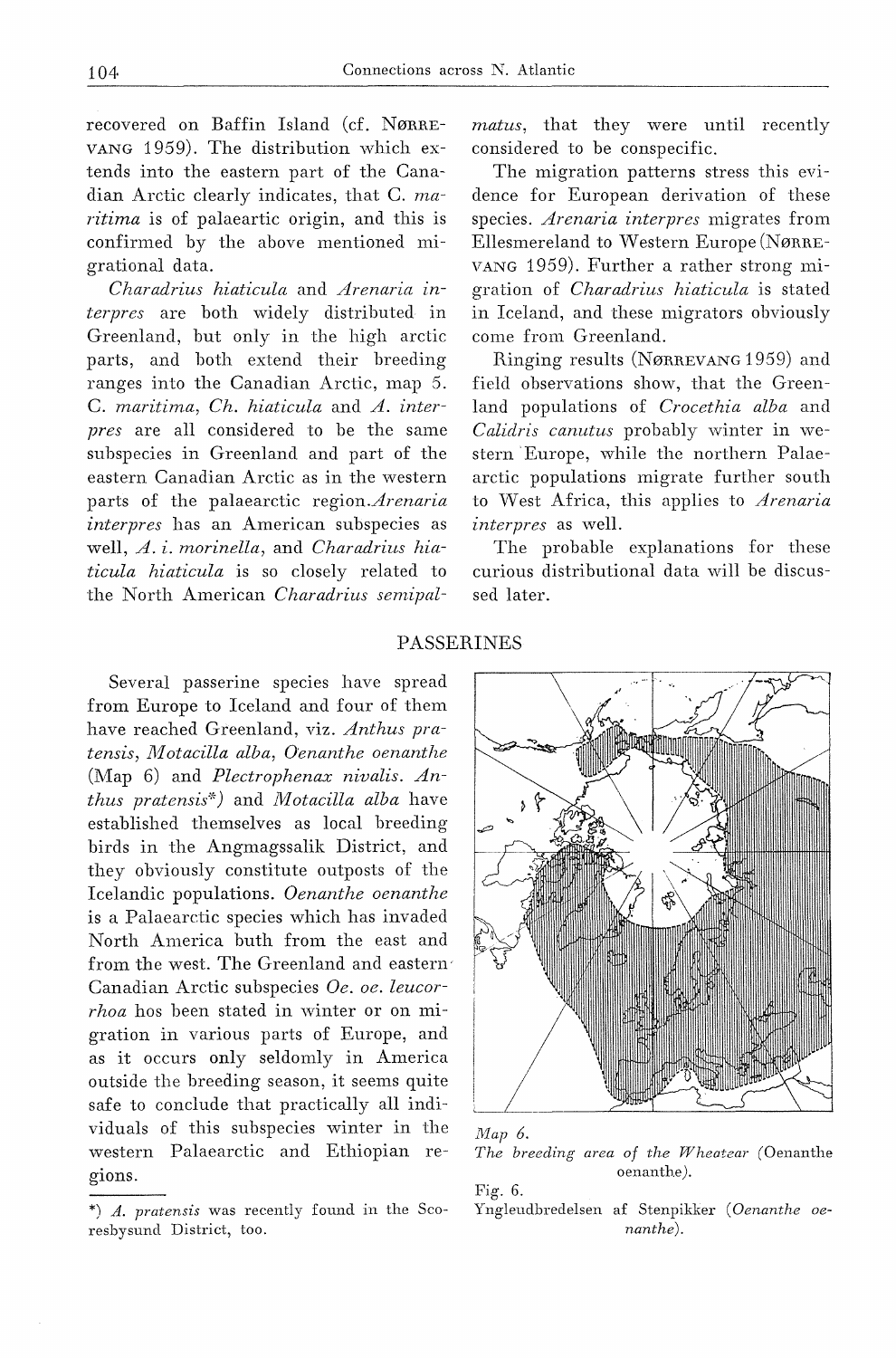recovered on Baffin Island (cf. NØRREVANG 1959). The distribution which extends into the eastern part of the Canadian Arctic clearly indicates, that *C. maritima* is of palaeartic origin, and this is confirmed by the above mentioned migrational data.

*Charadrius hiaticula* and *Arenaria interpres* are both widely distributed in Greenland, but only in the high arctic parts, and both extend their breeding ranges into the Canadian Arctic, map 5. *C. maritima*, *Ch. hiaticula* and *A. interpres* are all considered to be the same subspecies in Greenland and part of the eastern Canadian Arctic as in the western parts of the palaearctic region.*Arenaria interpres* has an American subspecies as well, *A. i. morinella*, and *Charadrius hiaticula hiaticula* is so closely related to the North American *Charadrius semipalmatus*, that they were until recently considered to be conspecific.

The migration patterns stress this evidence for European derivation of these species. *Arenaria interpres* migrates from Ellesmereland to Western Europe (NØRREVANG 1959). Further a rather strong migration of *Charadrius hiaticula* is stated in Iceland, and these migrators obviously come from Greenland.

Ringing results (NØRREVANG 1959) and field observations show, that the Greenland populations of *Crocethia alba* and *Calidris canutus* probably winter in western Europe, while the northern Palaearctic populations migrate further south to West Africa, this applies to *Arenaria interpres* as well.

The probable explanations for these curious distributional data will be discussed later.

## PASSERINES

Several passerine species have spread from Europe to Iceland and four of them have reached Greenland, viz. *Anthus pratensis*, *Motacilla alba*, *Oenanthe oenanthe* (Map 6) and *Plectrophenax nivalis*. *Anthus pratensis\*)* and *Motacilla alba* have established themselves as local breeding birds in the Angmagssalik District, and they obviously constitute outposts of the Icelandic populations. *Oenanthe oenanthe* is a Palaearctic species which has invaded North America buth from the east and from the west. The Greenland and eastern Canadian Arctic subspecies *Oe. oe. leucorrhoa* hos been stated in winter or on migration in various parts of Europe, and as it occurs only seldomly in America outside the breeding season, it seems quite safe to conclude that practically all individuals of this subspecies winter in the western Palaearctic and Ethiopian regions.

*Map 6.*
*The breeding area of the Wheatear (*Oenanthe oenanthe*).*

Fig. 6.
Yngleudbredelsen af Stenpikker (*Oenanthe oenanthe*).

\*) *A. pratensis* was recently found in the Scoresbysund District, too.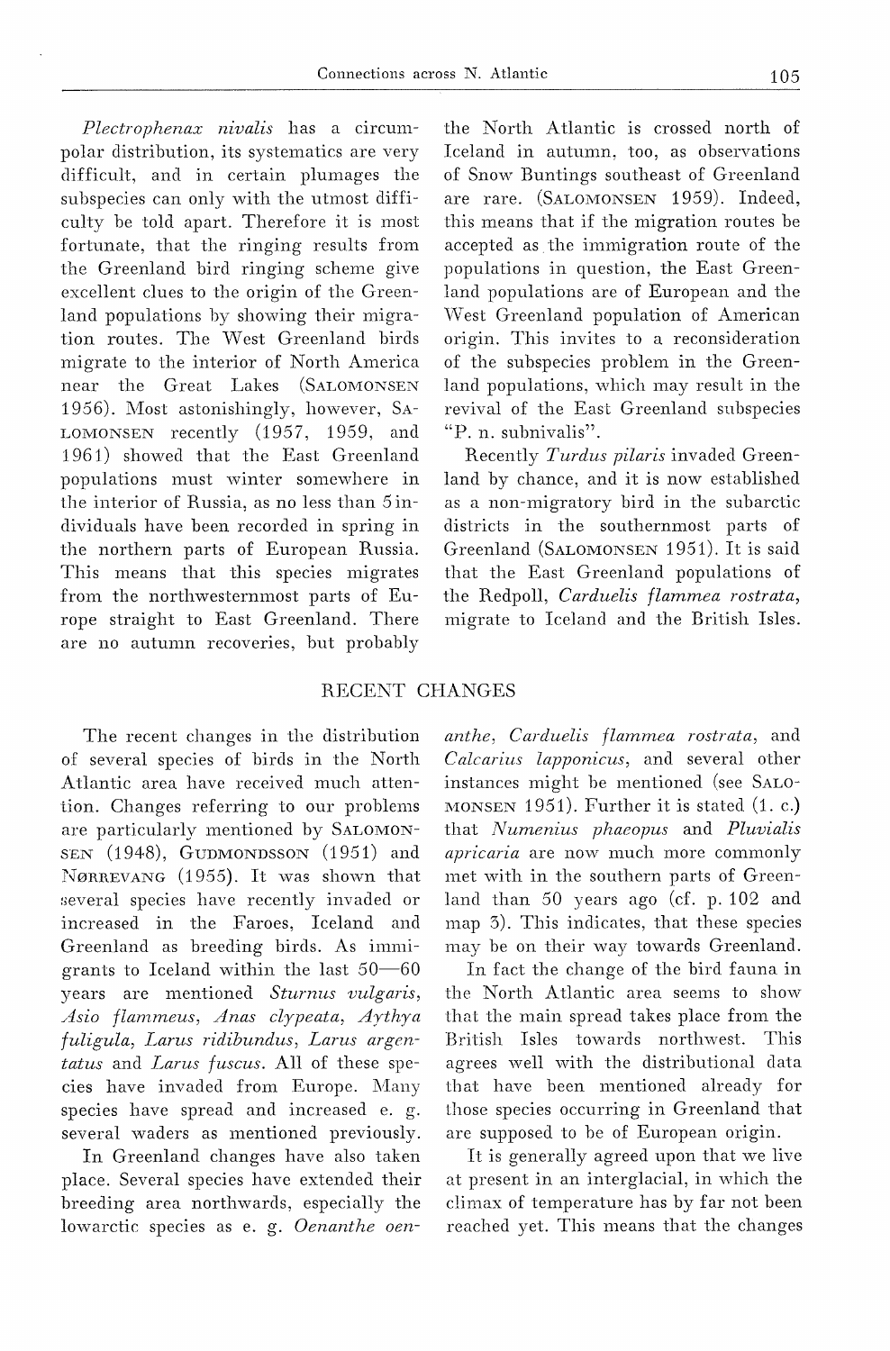*Plectrophenax nivalis* has a circumpolar distribution, its systematics are very difficult, and in certain plumages the subspecies can only with the utmost difficulty be told apart. Therefore it is most fortunate, that the ringing results from the Greenland bird ringing scheme give excellent clues to the origin of the Greenland populations by showing their migration routes. The West Greenland birds migrate to the interior of North America near the Great Lakes (SALOMONSEN 1956). Most astonishingly, however, SALOMONSEN recently (1957, 1959, and 1961) showed that the East Greenland populations must winter somewhere in the interior of Russia, as no less than 5 individuals have been recorded in spring in the northern parts of European Russia. This means that this species migrates from the northwesternmost parts of Europe straight to East Greenland. There are no autumn recoveries, but probably the North Atlantic is crossed north of Iceland in autumn, too, as observations of Snow Buntings southeast of Greenland are rare. (SALOMONSEN 1959). Indeed, this means that if the migration routes be accepted as the immigration route of the populations in question, the East Greenland populations are of European and the West Greenland population of American origin. This invites to a reconsideration of the subspecies problem in the Greenland populations, which may result in the revival of the East Greenland subspecies "P. n. subnivalis".

Recently *Turdus pilaris* invaded Greenland by chance, and it is now established as a non-migratory bird in the subarctic districts in the southernmost parts of Greenland (SALOMONSEN 1951). It is said that the East Greenland populations of the Redpoll, *Carduelis flammea rostrata*, migrate to Iceland and the British Isles.

## RECENT CHANGES

The recent changes in the distribution of several species of birds in the North Atlantic area have received much attention. Changes referring to our problems are particularly mentioned by SALOMONSEN (1948), GUDMONDSSON (1951) and NØRREVANG (1955). It was shown that several species have recently invaded or increased in the Faroes, Iceland and Greenland as breeding birds. As immigrants to Iceland within the last 50—60 years are mentioned *Sturnus vulgaris*, *Asio flammeus*, *Anas clypeata*, *Aythya fuligula*, *Larus ridibundus*, *Larus argentatus* and *Larus fuscus*. All of these species have invaded from Europe. Many species have spread and increased e. g. several waders as mentioned previously.

In Greenland changes have also taken place. Several species have extended their breeding area northwards, especially the lowarctic species as e. g. *Oenanthe oenanthe*, *Carduelis flammea rostrata*, and *Calcarius lapponicus*, and several other instances might be mentioned (see SALOMONSEN 1951). Further it is stated (1. c.) that *Numenius phaeopus* and *Pluvialis apricaria* are now much more commonly met with in the southern parts of Greenland than 50 years ago (cf. p. 102 and map 3). This indicates, that these species may be on their way towards Greenland.

In fact the change of the bird fauna in the North Atlantic area seems to show that the main spread takes place from the British Isles towards northwest. This agrees well with the distributional data that have been mentioned already for those species occurring in Greenland that are supposed to be of European origin.

It is generally agreed upon that we live at present in an interglacial, in which the climax of temperature has by far not been reached yet. This means that the changes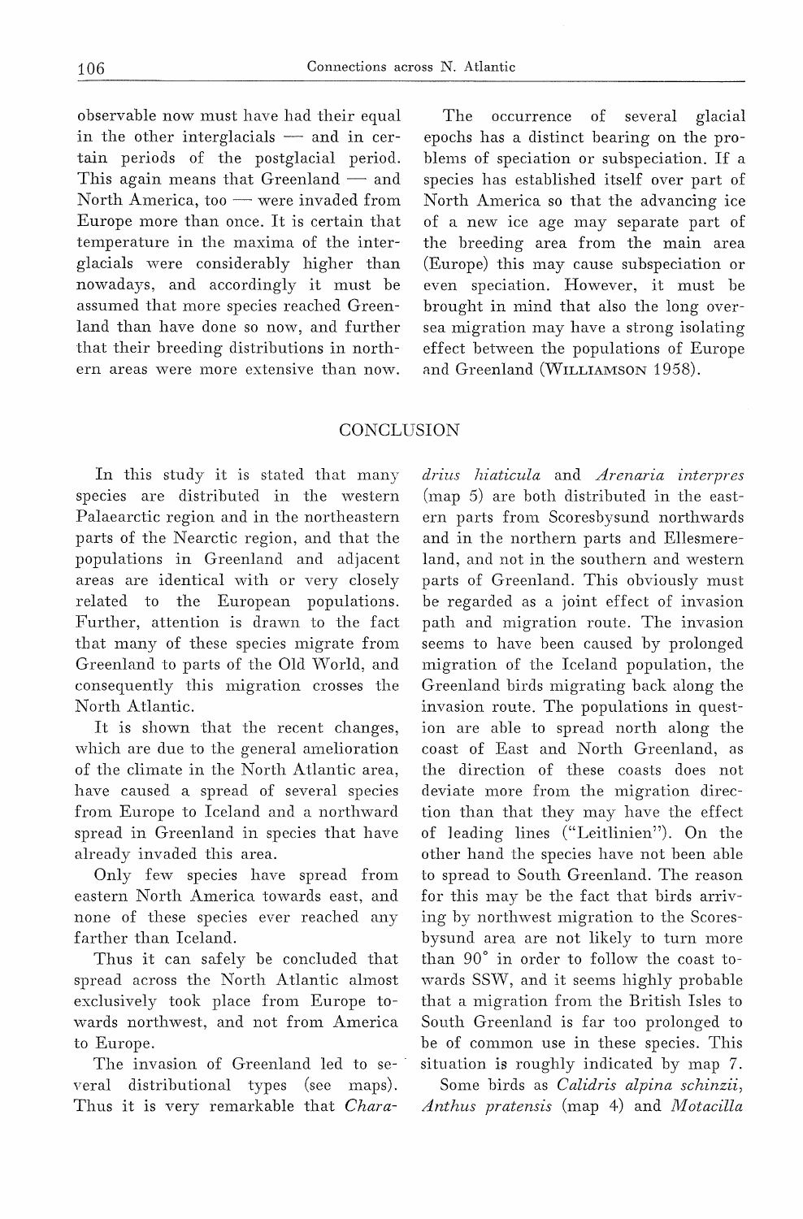observable now must have had their equal in the other interglacials — and in certain periods of the postglacial period. This again means that Greenland — and North America, too — were invaded from Europe more than once. It is certain that temperature in the maxima of the interglacials were considerably higher than nowadays, and accordingly it must be assumed that more species reached Greenland than have done so now, and further that their breeding distributions in northern areas were more extensive than now.

The occurrence of several glacial epochs has a distinct bearing on the problems of speciation or subspeciation. If a species has established itself over part of North America so that the advancing ice of a new ice age may separate part of the breeding area from the main area (Europe) this may cause subspeciation or even speciation. However, it must be brought in mind that also the long oversea migration may have a strong isolating effect between the populations of Europe and Greenland (WILLIAMSON 1958).

## CONCLUSION

In this study it is stated that many species are distributed in the western Palaearctic region and in the northeastern parts of the Nearctic region, and that the populations in Greenland and adjacent areas are identical with or very closely related to the European populations. Further, attention is drawn to the fact that many of these species migrate from Greenland to parts of the Old World, and consequently this migration crosses the North Atlantic.

It is shown that the recent changes, which are due to the general amelioration of the climate in the North Atlantic area, have caused a spread of several species from Europe to Iceland and a northward spread in Greenland in species that have already invaded this area.

Only few species have spread from eastern North America towards east, and none of these species ever reached any farther than Iceland.

Thus it can safely be concluded that spread across the North Atlantic almost exclusively took place from Europe towards northwest, and not from America to Europe.

The invasion of Greenland led to several distributional types (see maps). Thus it is very remarkable that *Charadrius hiaticula* and *Arenaria interpres* (map 5) are both distributed in the eastern parts from Scoresbysund northwards and in the northern parts and Ellesmereland, and not in the southern and western parts of Greenland. This obviously must be regarded as a joint effect of invasion path and migration route. The invasion seems to have been caused by prolonged migration of the Iceland population, the Greenland birds migrating back along the invasion route. The populations in question are able to spread north along the coast of East and North Greenland, as the direction of these coasts does not deviate more from the migration direction than that they may have the effect of leading lines ("Leitlinien"). On the other hand the species have not been able to spread to South Greenland. The reason for this may be the fact that birds arriving by northwest migration to the Scoresbysund area are not likely to turn more than 90° in order to follow the coast towards SSW, and it seems highly probable that a migration from the British Isles to South Greenland is far too prolonged to be of common use in these species. This situation is roughly indicated by map 7.

Some birds as *Calidris alpina schinzii*, *Anthus pratensis* (map 4) and *Motacilla*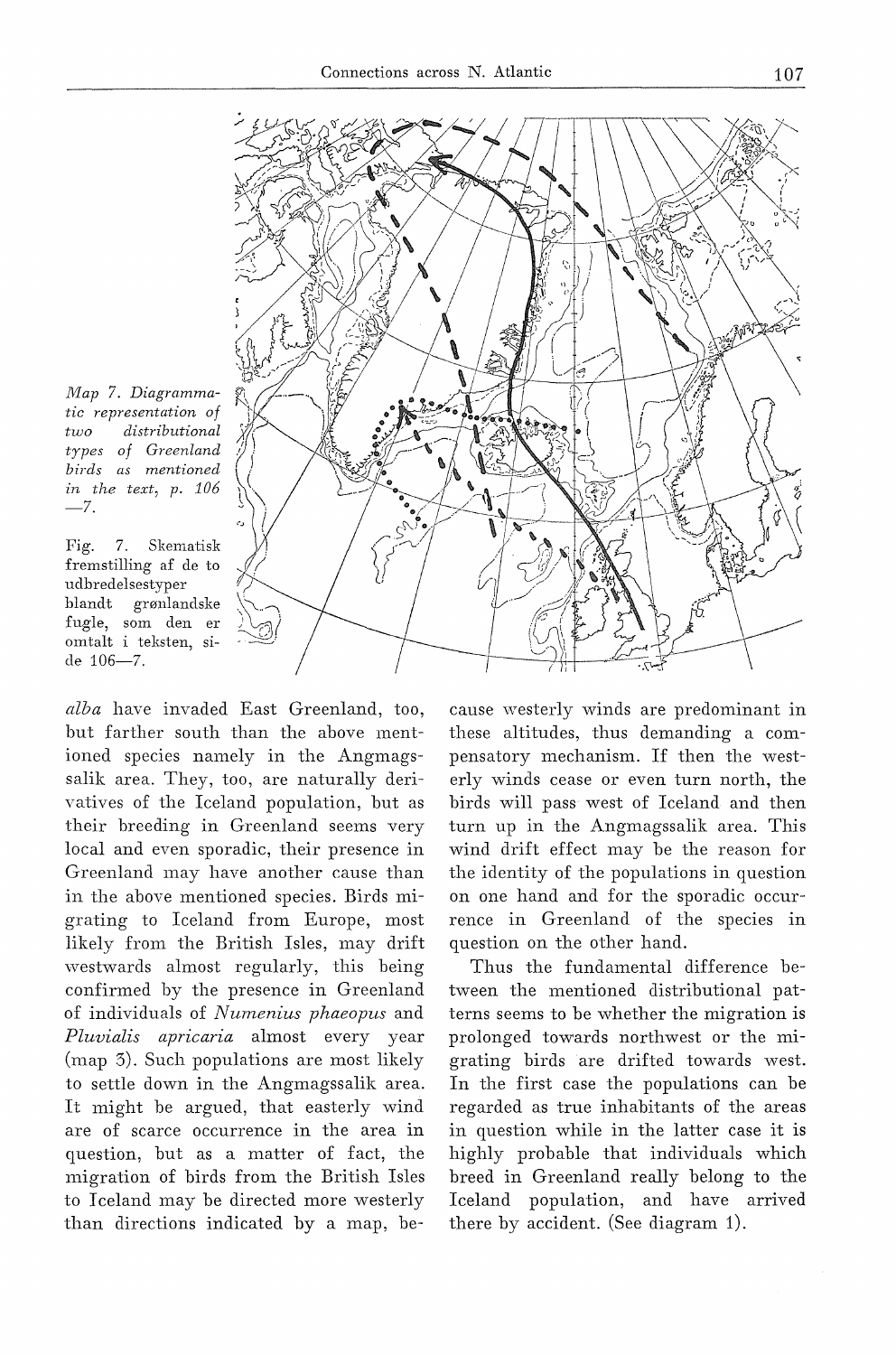*Map 7. Diagrammatic representation of two distributional types of Greenland birds as mentioned in the text, p. 106—7.*

Fig. 7. Skematisk fremstilling af de to udbredelsestyper blandt grønlandske fugle, som den er omtalt i teksten, side 106—7.

*alba* have invaded East Greenland, too, but farther south than the above mentioned species namely in the Angmagssalik area. They, too, are naturally derivatives of the Iceland population, but as their breeding in Greenland seems very local and even sporadic, their presence in Greenland may have another cause than in the above mentioned species. Birds migrating to Iceland from Europe, most likely from the British Isles, may drift westwards almost regularly, this being confirmed by the presence in Greenland of individuals of *Numenius phaeopus* and *Pluvialis apricaria* almost every year (map 3). Such populations are most likely to settle down in the Angmagssalik area. It might be argued, that easterly wind are of scarce occurrence in the area in question, but as a matter of fact, the migration of birds from the British Isles to Iceland may be directed more westerly than directions indicated by a map, because westerly winds are predominant in these altitudes, thus demanding a compensatory mechanism. If then the westerly winds cease or even turn north, the birds will pass west of Iceland and then turn up in the Angmagssalik area. This wind drift effect may be the reason for the identity of the populations in question on one hand and for the sporadic occurrence in Greenland of the species in question on the other hand.

Thus the fundamental difference between the mentioned distributional patterns seems to be whether the migration is prolonged towards northwest or the migrating birds are drifted towards west. In the first case the populations can be regarded as true inhabitants of the areas in question while in the latter case it is highly probable that individuals which breed in Greenland really belong to the Iceland population, and have arrived there by accident. (See diagram 1).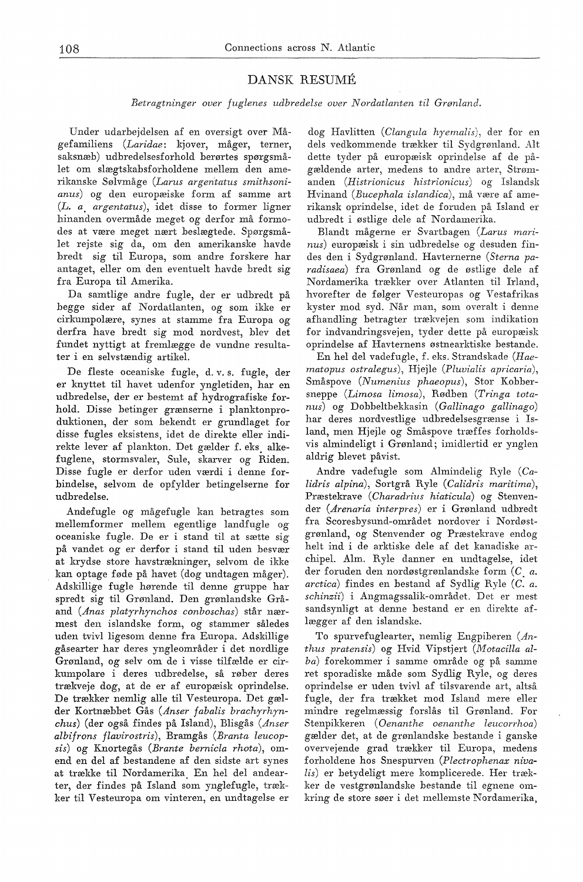# DANSK RESUMÉ

*Betragtninger over fuglenes udbredelse over Nordatlanten til Grønland.*

Under udarbejdelsen af en oversigt over Mågefamiliens (*Laridae*: kjover, måger, terner, saksnæb) udbredelsesforhold berørtes spørgsmålet om slægtskabsforholdene mellem den amerikanske Sølvmåge (*Larus argentatus smithsonianus*) og den europæiske form af samme art (*L. a. argentatus*), idet disse to former ligner hinanden overmåde meget og derfor må formodes at være meget nært beslægtede. Spørgsmålet rejste sig da, om den amerikanske havde bredt sig til Europa, som andre forskere har antaget, eller om den eventuelt havde bredt sig fra Europa til Amerika.

Da samtlige andre fugle, der er udbredt på begge sider af Nordatlanten, og som ikke er cirkumpolære, synes at stamme fra Europa og derfra have bredt sig mod nordvest, blev det fundet nyttigt at fremlægge de vundne resultater i en selvstændig artikel.

De fleste oceaniske fugle, d. v. s. fugle, der er knyttet til havet udenfor yngletiden, har en udbredelse, der er bestemt af hydrografiske forhold. Disse betinger grænserne i planktonproduktionen, der som bekendt er grundlaget for disse fugles eksistens, idet de direkte eller indirekte lever af plankton. Det gælder f. eks. alkefuglene, stormsvaler, Sule, skarver og Riden. Disse fugle er derfor uden værdi i denne forbindelse, selvom de opfylder betingelserne for udbredelse.

Andefugle og mågefugle kan betragtes som mellemformer mellem egentlige landfugle og oceaniske fugle. De er i stand til at sætte sig på vandet og er derfor i stand til uden besvær at krydse store havstrækninger, selvom de ikke kan optage føde på havet (dog undtagen måger). Adskillige fugle hørende til denne gruppe har spredt sig til Grønland. Den grønlandske Gråand (*Anas platyrhynchos conboschas*) står nærmest den islandske form, og stammer således uden tvivl ligesom denne fra Europa. Adskillige gåsearter har deres yngleområder i det nordlige Grønland, og selv om de i visse tilfælde er cirkumpolare i deres udbredelse, så røber deres trækveje dog, at de er af europæisk oprindelse. De trækker nemlig alle til Vesteuropa. Det gælder Kortnæbbet Gås (*Anser fabalis brachyrhynchus*) (der også findes på Island), Blisgås (*Anser albifrons flavirostris*), Bramgås (*Branta leucopsis*) og Knortegås (*Brante bernicla rhota*), omend en del af bestandene af den sidste art synes at trække til Nordamerika. En hel del andearter, der findes på Island som ynglefugle, trækker til Vesteuropa om vinteren, en undtagelse er dog Havlitten (*Clangula hyemalis*), der for en dels vedkommende trækker til Sydgrønland. Alt dette tyder på europæisk oprindelse af de pågældende arter, medens to andre arter, Strømanden (*Histrionicus histrionicus*) og Islandsk Hvinand (*Bucephala islandica*), må være af amerikansk oprindelse, idet de foruden på Island er udbredt i østlige dele af Nordamerika.

Blandt mågerne er Svartbagen (*Larus marinus*) europæisk i sin udbredelse og desuden findes den i Sydgrønland. Havternerne (*Sterna paradisaea*) fra Grønland og de østlige dele af Nordamerika trækker over Atlanten til Irland, hvorefter de følger Vesteuropas og Vestafrikas kyster mod syd. Når man, som overalt i denne afhandling betragter trækvejen som indikation for indvandringsvejen, tyder dette på europæisk oprindelse af Havternens østnearktiske bestande.

En hel del vadefugle, f. eks. Strandskade (*Haematopus ostralegus*), Hjejle (*Pluvialis apricaria*), Småspove (*Numenius phaeopus*), Stor Kobbersneppe (*Limosa limosa*), Rødben (*Tringa totanus*) og Dobbeltbekkasin (*Gallinago gallinago*) har deres nordvestlige udbredelsesgrænse i Island, men Hjejle og Småspove træffes forholdsvis almindeligt i Grønland; imidlertid er ynglen aldrig blevet påvist.

Andre vadefugle som Almindelig Ryle (*Calidris alpina*), Sortgrå Ryle (*Calidris maritima*), Præstekrave (*Charadrius hiaticula*) og Stenvender (*Arenaria interpres*) er i Grønland udbredt fra Scoresbysund-området nordover i Nordøstgrønland, og Stenvender og Præstekrave endog helt ind i de arktiske dele af det kanadiske arkipel. Alm. Ryle danner en undtagelse, idet der foruden den nordøstgrønlandske form (*C. a. arctica*) findes en bestand af Sydlig Ryle (*C. a. schinzii*) i Angmagssalik-området. Det er mest sandsynligt at denne bestand er en direkte aflægger af den islandske.

To spurvefuglearter, nemlig Engpiberen (*Anthus pratensis*) og Hvid Vipstjert (*Motacilla alba*) forekommer i samme område og på samme ret sporadiske måde som Sydlig Ryle, og deres oprindelse er uden tvivl af tilsvarende art, altså fugle, der fra trækket mod Island mere eller mindre regelmæssig forslås til Grønland. For Stenpikkeren (*Oenanthe oenanthe leucorrhoa*) gælder det, at de grønlandske bestande i ganske overvejende grad trækker til Europa, medens forholdene hos Snespurven (*Plectrophenax nivalis*) er betydeligt mere komplicerede. Her trækker de vestgrønlandske bestande til egnene omkring de store søer i det mellemste Nordamerika,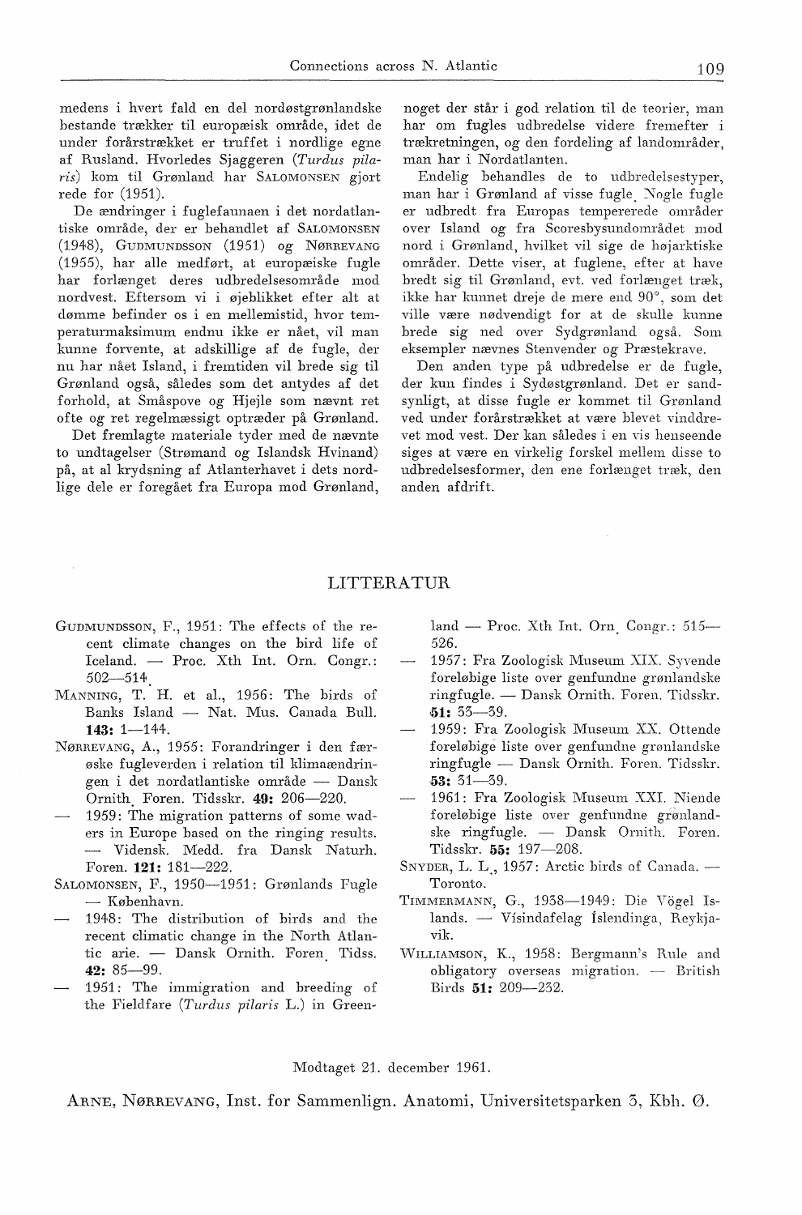medens i hvert fald en del nordøstgrønlandske bestande trækker til europæisk område, idet de under forårstrækket er truffet i nordlige egne af Rusland. Hvorledes Sjaggeren (*Turdus pilaris*) kom til Grønland har SALOMONSEN gjort rede for (1951).

De ændringer i fuglefaunaen i det nordatlantiske område, der er behandlet af SALOMONSEN (1948), GUDMUNDSSON (1951) og NØRREVANG (1955), har alle medført, at europæiske fugle har forlænget deres udbredelsesområde mod nordvest. Eftersom vi i øjeblikket efter alt at dømme befinder os i en mellemistid, hvor temperaturmaksimum endnu ikke er nået, vil man kunne forvente, at adskillige af de fugle, der nu har nået Island, i fremtiden vil brede sig til Grønland også, således som det antydes af det forhold, at Småspove og Hjejle som nævnt ret ofte og ret regelmæssigt optræder på Grønland.

Det fremlagte materiale tyder med de nævnte to undtagelser (Strømand og Islandsk Hvinand) på, at al krydsning af Atlanterhavet i dets nordlige dele er foregået fra Europa mod Grønland, noget der står i god relation til de teorier, man har om fugles udbredelse videre fremefter i trækretningen, og den fordeling af landområder, man har i Nordatlanten.

Endelig behandles de to udbredelsestyper, man har i Grønland af visse fugle. Nogle fugle er udbredt fra Europas tempererede områder over Island og fra Scoresbysundområdet mod nord i Grønland, hvilket vil sige de højarktiske områder. Dette viser, at fuglene, efter at have bredt sig til Grønland, evt. ved forlænget træk, ikke har kunnet dreje de mere end 90°, som det ville være nødvendigt for at de skulle kunne brede sig ned over Sydgrønland også. Som eksempler nævnes Stenvender og Præstekrave.

Den anden type på udbredelse er de fugle, der kun findes i Sydøstgrønland. Det er sandsynligt, at disse fugle er kommet til Grønland ved under forårstrækket at være blevet vinddrevet mod vest. Der kan således i en vis henseende siges at være en virkelig forskel mellem disse to udbredelsesformer, den ene forlænget træk, den anden afdrift.

## LITTERATUR

GUDMUNDSSON, F., 1951: The effects of the recent climate changes on the bird life of Iceland. — Proc. Xth Int. Orn. Congr.: 502—514.

MANNING, T. H. et al., 1956: The birds of Banks Island — Nat. Mus. Canada Bull. **143:** 1—144.

NØRREVANG, A., 1955: Forandringer i den færøske fugleverden i relation til klimaændringen i det nordatlantiske område — Dansk Ornith. Foren. Tidsskr. **49:** 206—220.

— 1959: The migration patterns of some waders in Europe based on the ringing results. — Vidensk. Medd. fra Dansk Naturh. Foren. **121:** 181—222.

SALOMONSEN, F., 1950—1951: Grønlands Fugle — København.

— 1948: The distribution of birds and the recent climatic change in the North Atlantic arie. — Dansk Ornith. Foren. Tidss. **42:** 85—99.

— 1951: The immigration and breeding of the Fieldfare (*Turdus pilaris* L.) in Greenland — Proc. Xth Int. Orn. Congr.: 515—526.

— 1957: Fra Zoologisk Museum XIX. Syvende foreløbige liste over genfundne grønlandske ringfugle. — Dansk Ornith. Foren. Tidsskr. **51:** 33—39.

— 1959: Fra Zoologisk Museum XX. Ottende foreløbige liste over genfundne grønlandske ringfugle — Dansk Ornith. Foren. Tidsskr. **53:** 31—39.

— 1961: Fra Zoologisk Museum XXI. Niende foreløbige liste over genfundne grønlandske ringfugle. — Dansk Ornith. Foren. Tidsskr. **55:** 197—208.

SNYDER, L. L., 1957: Arctic birds of Canada. — Toronto.

TIMMERMANN, G., 1938—1949: Die Vögel Islands. — Vísindafelag Íslendinga, Reykjavik.

WILLIAMSON, K., 1958: Bergmann's Rule and obligatory overseas migration. — British Birds **51:** 209—232.

Modtaget 21. december 1961.

ARNE, NØRREVANG, Inst. for Sammenlign. Anatomi, Universitetsparken 3, Kbh. Ø.